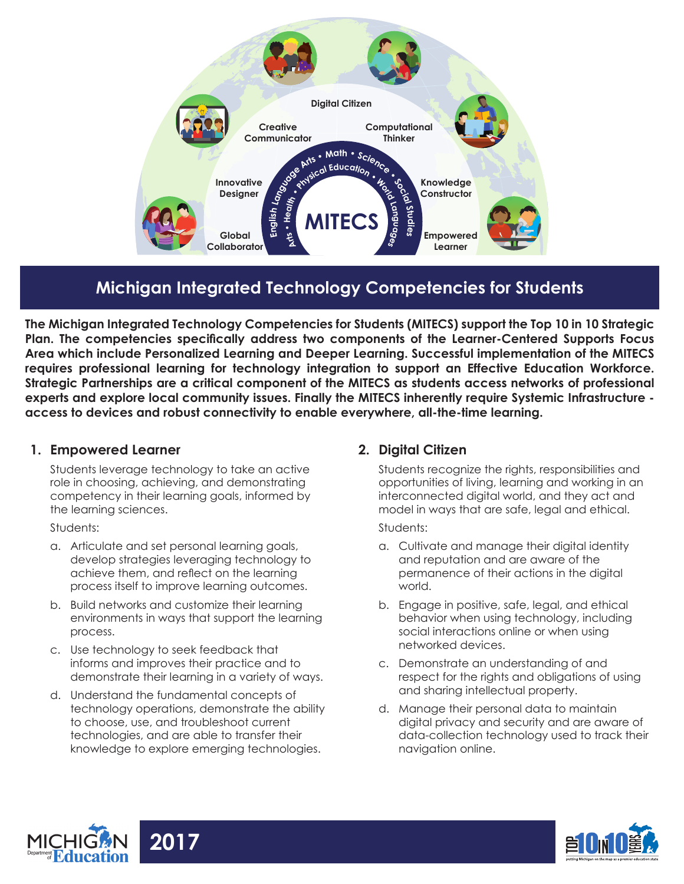Digital Citizen

Creative Communicator

Computational Thinker

Innovative Designer

Knowledge Constructor

Global Collaborator

Empowered Learner

English Language Arts • Math • Science • Social Studies

Arts • Health • Physical Education • World Languages

MITECS

# Michigan Integrated Technology Competencies for Students

**The Michigan Integrated Technology Competencies for Students (MITECS) support the Top 10 in 10 Strategic Plan. The competencies specifically address two components of the Learner-Centered Supports Focus Area which include Personalized Learning and Deeper Learning. Successful implementation of the MITECS requires professional learning for technology integration to support an Effective Education Workforce. Strategic Partnerships are a critical component of the MITECS as students access networks of professional experts and explore local community issues. Finally the MITECS inherently require Systemic Infrastructure - access to devices and robust connectivity to enable everywhere, all-the-time learning.**

## 1. Empowered Learner

Students leverage technology to take an active role in choosing, achieving, and demonstrating competency in their learning goals, informed by the learning sciences.

Students:

a. Articulate and set personal learning goals, develop strategies leveraging technology to achieve them, and reflect on the learning process itself to improve learning outcomes.

b. Build networks and customize their learning environments in ways that support the learning process.

c. Use technology to seek feedback that informs and improves their practice and to demonstrate their learning in a variety of ways.

d. Understand the fundamental concepts of technology operations, demonstrate the ability to choose, use, and troubleshoot current technologies, and are able to transfer their knowledge to explore emerging technologies.

## 2. Digital Citizen

Students recognize the rights, responsibilities and opportunities of living, learning and working in an interconnected digital world, and they act and model in ways that are safe, legal and ethical.

Students:

a. Cultivate and manage their digital identity and reputation and are aware of the permanence of their actions in the digital world.

b. Engage in positive, safe, legal, and ethical behavior when using technology, including social interactions online or when using networked devices.

c. Demonstrate an understanding of and respect for the rights and obligations of using and sharing intellectual property.

d. Manage their personal data to maintain digital privacy and security and are aware of data-collection technology used to track their navigation online.

MICHIGAN Department of Education

2017

TOP 10 IN 10 YEARS — putting Michigan on the map as a premier education state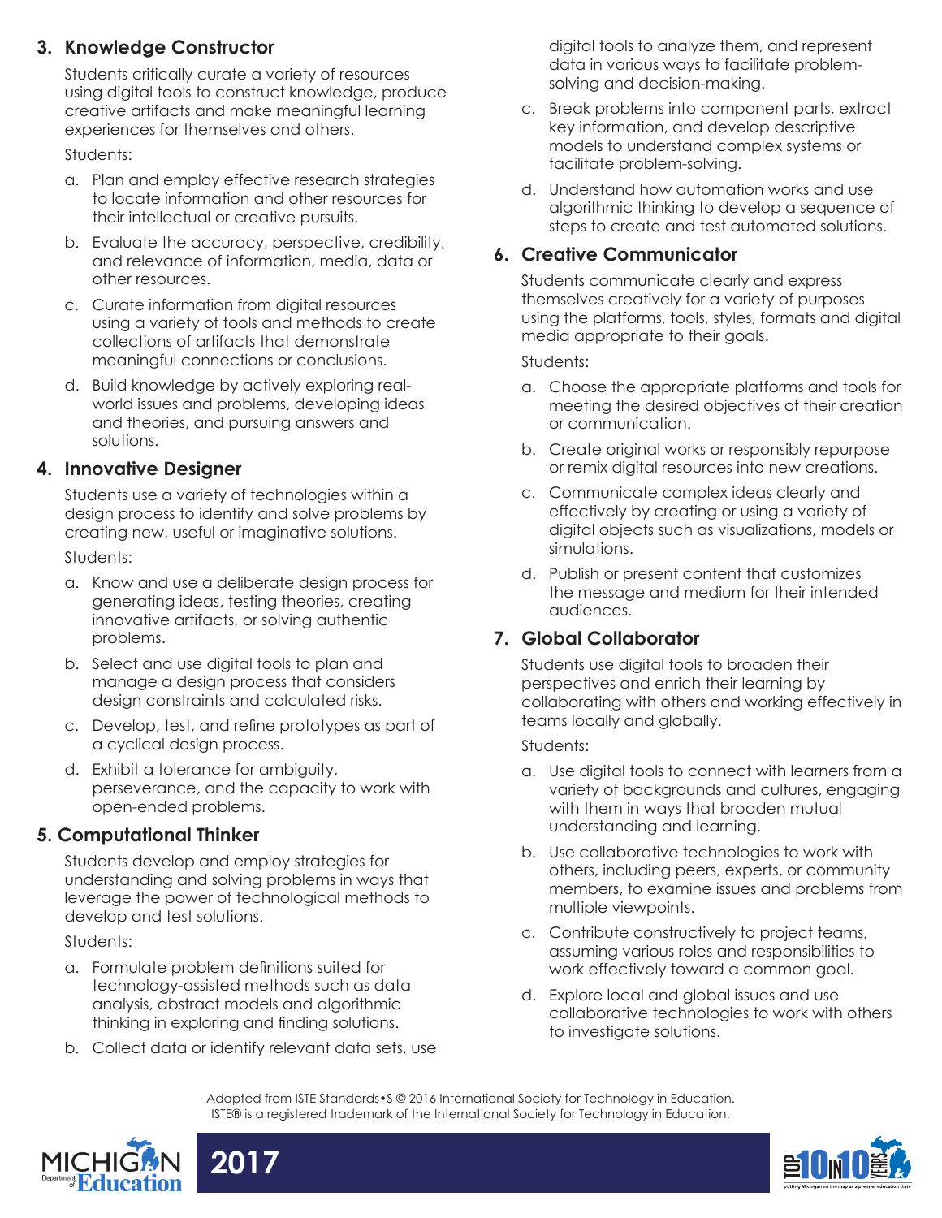## 3. Knowledge Constructor

Students critically curate a variety of resources using digital tools to construct knowledge, produce creative artifacts and make meaningful learning experiences for themselves and others.

Students:

a. Plan and employ effective research strategies to locate information and other resources for their intellectual or creative pursuits.

b. Evaluate the accuracy, perspective, credibility, and relevance of information, media, data or other resources.

c. Curate information from digital resources using a variety of tools and methods to create collections of artifacts that demonstrate meaningful connections or conclusions.

d. Build knowledge by actively exploring real-world issues and problems, developing ideas and theories, and pursuing answers and solutions.

## 4. Innovative Designer

Students use a variety of technologies within a design process to identify and solve problems by creating new, useful or imaginative solutions.

Students:

a. Know and use a deliberate design process for generating ideas, testing theories, creating innovative artifacts, or solving authentic problems.

b. Select and use digital tools to plan and manage a design process that considers design constraints and calculated risks.

c. Develop, test, and refine prototypes as part of a cyclical design process.

d. Exhibit a tolerance for ambiguity, perseverance, and the capacity to work with open-ended problems.

## 5. Computational Thinker

Students develop and employ strategies for understanding and solving problems in ways that leverage the power of technological methods to develop and test solutions.

Students:

a. Formulate problem definitions suited for technology-assisted methods such as data analysis, abstract models and algorithmic thinking in exploring and finding solutions.

b. Collect data or identify relevant data sets, use digital tools to analyze them, and represent data in various ways to facilitate problem-solving and decision-making.

c. Break problems into component parts, extract key information, and develop descriptive models to understand complex systems or facilitate problem-solving.

d. Understand how automation works and use algorithmic thinking to develop a sequence of steps to create and test automated solutions.

## 6. Creative Communicator

Students communicate clearly and express themselves creatively for a variety of purposes using the platforms, tools, styles, formats and digital media appropriate to their goals.

Students:

a. Choose the appropriate platforms and tools for meeting the desired objectives of their creation or communication.

b. Create original works or responsibly repurpose or remix digital resources into new creations.

c. Communicate complex ideas clearly and effectively by creating or using a variety of digital objects such as visualizations, models or simulations.

d. Publish or present content that customizes the message and medium for their intended audiences.

## 7. Global Collaborator

Students use digital tools to broaden their perspectives and enrich their learning by collaborating with others and working effectively in teams locally and globally.

Students:

a. Use digital tools to connect with learners from a variety of backgrounds and cultures, engaging with them in ways that broaden mutual understanding and learning.

b. Use collaborative technologies to work with others, including peers, experts, or community members, to examine issues and problems from multiple viewpoints.

c. Contribute constructively to project teams, assuming various roles and responsibilities to work effectively toward a common goal.

d. Explore local and global issues and use collaborative technologies to work with others to investigate solutions.

Adapted from ISTE Standards•S © 2016 International Society for Technology in Education. ISTE® is a registered trademark of the International Society for Technology in Education.

MICHIGAN Department of Education

2017

TOP 10 IN 10 YEARS